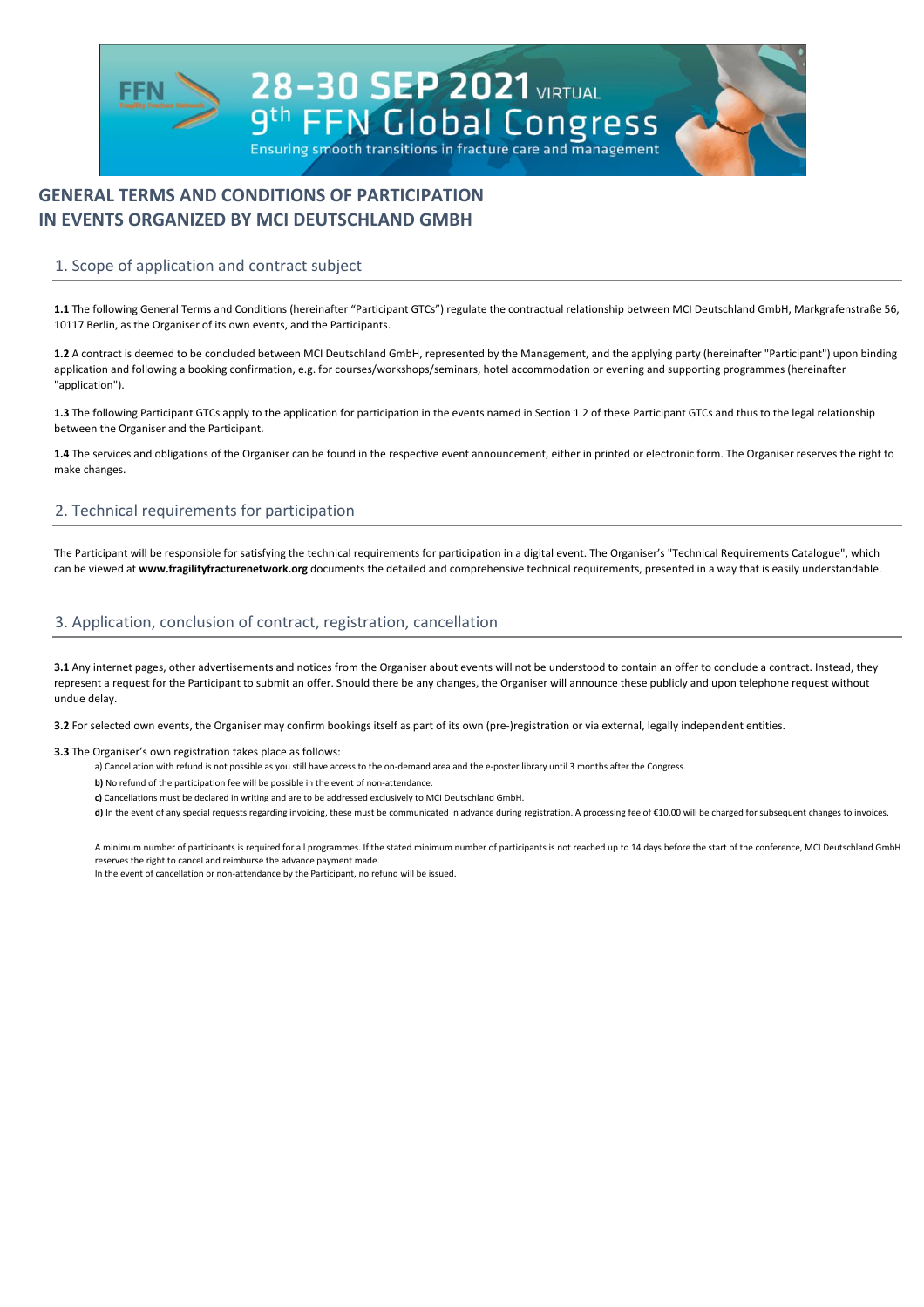28–30 SEP 2021 VIRTUAL
9th FFN Global Congress
Ensuring smooth transitions in fracture care and management

# GENERAL TERMS AND CONDITIONS OF PARTICIPATION IN EVENTS ORGANIZED BY MCI DEUTSCHLAND GMBH

## 1. Scope of application and contract subject

**1.1** The following General Terms and Conditions (hereinafter "Participant GTCs") regulate the contractual relationship between MCI Deutschland GmbH, Markgrafenstraße 56, 10117 Berlin, as the Organiser of its own events, and the Participants.

**1.2** A contract is deemed to be concluded between MCI Deutschland GmbH, represented by the Management, and the applying party (hereinafter "Participant") upon binding application and following a booking confirmation, e.g. for courses/workshops/seminars, hotel accommodation or evening and supporting programmes (hereinafter "application").

**1.3** The following Participant GTCs apply to the application for participation in the events named in Section 1.2 of these Participant GTCs and thus to the legal relationship between the Organiser and the Participant.

**1.4** The services and obligations of the Organiser can be found in the respective event announcement, either in printed or electronic form. The Organiser reserves the right to make changes.

## 2. Technical requirements for participation

The Participant will be responsible for satisfying the technical requirements for participation in a digital event. The Organiser's "Technical Requirements Catalogue", which can be viewed at **www.fragilityfracturenetwork.org** documents the detailed and comprehensive technical requirements, presented in a way that is easily understandable.

## 3. Application, conclusion of contract, registration, cancellation

**3.1** Any internet pages, other advertisements and notices from the Organiser about events will not be understood to contain an offer to conclude a contract. Instead, they represent a request for the Participant to submit an offer. Should there be any changes, the Organiser will announce these publicly and upon telephone request without undue delay.

**3.2** For selected own events, the Organiser may confirm bookings itself as part of its own (pre-)registration or via external, legally independent entities.

**3.3** The Organiser's own registration takes place as follows:

a) Cancellation with refund is not possible as you still have access to the on-demand area and the e-poster library until 3 months after the Congress.

**b)** No refund of the participation fee will be possible in the event of non-attendance.

**c)** Cancellations must be declared in writing and are to be addressed exclusively to MCI Deutschland GmbH.

**d)** In the event of any special requests regarding invoicing, these must be communicated in advance during registration. A processing fee of €10.00 will be charged for subsequent changes to invoices.

A minimum number of participants is required for all programmes. If the stated minimum number of participants is not reached up to 14 days before the start of the conference, MCI Deutschland GmbH reserves the right to cancel and reimburse the advance payment made.
In the event of cancellation or non-attendance by the Participant, no refund will be issued.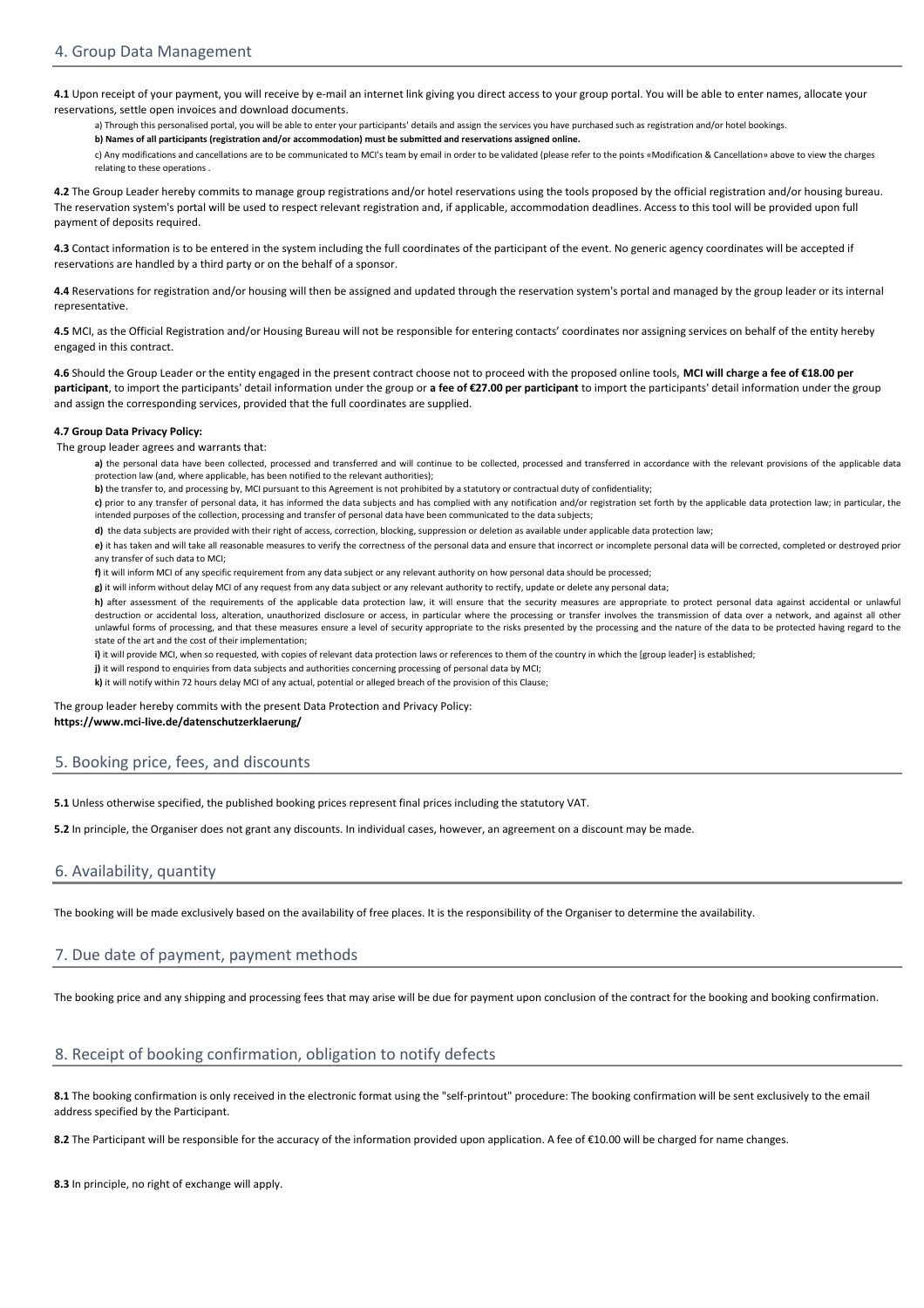## 4. Group Data Management

**4.1** Upon receipt of your payment, you will receive by e-mail an internet link giving you direct access to your group portal. You will be able to enter names, allocate your reservations, settle open invoices and download documents.

a) Through this personalised portal, you will be able to enter your participants' details and assign the services you have purchased such as registration and/or hotel bookings.

**b) Names of all participants (registration and/or accommodation) must be submitted and reservations assigned online.**

c) Any modifications and cancellations are to be communicated to MCI's team by email in order to be validated (please refer to the points «Modification & Cancellation» above to view the charges relating to these operations .

**4.2** The Group Leader hereby commits to manage group registrations and/or hotel reservations using the tools proposed by the official registration and/or housing bureau. The reservation system's portal will be used to respect relevant registration and, if applicable, accommodation deadlines. Access to this tool will be provided upon full payment of deposits required.

**4.3** Contact information is to be entered in the system including the full coordinates of the participant of the event. No generic agency coordinates will be accepted if reservations are handled by a third party or on the behalf of a sponsor.

**4.4** Reservations for registration and/or housing will then be assigned and updated through the reservation system's portal and managed by the group leader or its internal representative.

**4.5** MCI, as the Official Registration and/or Housing Bureau will not be responsible for entering contacts' coordinates nor assigning services on behalf of the entity hereby engaged in this contract.

**4.6** Should the Group Leader or the entity engaged in the present contract choose not to proceed with the proposed online tools, **MCI will charge a fee of €18.00 per participant**, to import the participants' detail information under the group or **a fee of €27.00 per participant** to import the participants' detail information under the group and assign the corresponding services, provided that the full coordinates are supplied.

**4.7 Group Data Privacy Policy:**

The group leader agrees and warrants that:

**a)** the personal data have been collected, processed and transferred and will continue to be collected, processed and transferred in accordance with the relevant provisions of the applicable data protection law (and, where applicable, has been notified to the relevant authorities);

**b)** the transfer to, and processing by, MCI pursuant to this Agreement is not prohibited by a statutory or contractual duty of confidentiality;

**c)** prior to any transfer of personal data, it has informed the data subjects and has complied with any notification and/or registration set forth by the applicable data protection law; in particular, the intended purposes of the collection, processing and transfer of personal data have been communicated to the data subjects;

**d)** the data subjects are provided with their right of access, correction, blocking, suppression or deletion as available under applicable data protection law;

**e)** it has taken and will take all reasonable measures to verify the correctness of the personal data and ensure that incorrect or incomplete personal data will be corrected, completed or destroyed prior any transfer of such data to MCI;

**f)** it will inform MCI of any specific requirement from any data subject or any relevant authority on how personal data should be processed;

**g)** it will inform without delay MCI of any request from any data subject or any relevant authority to rectify, update or delete any personal data;

**h)** after assessment of the requirements of the applicable data protection law, it will ensure that the security measures are appropriate to protect personal data against accidental or unlawful destruction or accidental loss, alteration, unauthorized disclosure or access, in particular where the processing or transfer involves the transmission of data over a network, and against all other unlawful forms of processing, and that these measures ensure a level of security appropriate to the risks presented by the processing and the nature of the data to be protected having regard to the state of the art and the cost of their implementation;

**i)** it will provide MCI, when so requested, with copies of relevant data protection laws or references to them of the country in which the [group leader] is established;

**j)** it will respond to enquiries from data subjects and authorities concerning processing of personal data by MCI;

**k)** it will notify within 72 hours delay MCI of any actual, potential or alleged breach of the provision of this Clause;

The group leader hereby commits with the present Data Protection and Privacy Policy:
**https://www.mci-live.de/datenschutzerklaerung/**

## 5. Booking price, fees, and discounts

**5.1** Unless otherwise specified, the published booking prices represent final prices including the statutory VAT.

**5.2** In principle, the Organiser does not grant any discounts. In individual cases, however, an agreement on a discount may be made.

## 6. Availability, quantity

The booking will be made exclusively based on the availability of free places. It is the responsibility of the Organiser to determine the availability.

## 7. Due date of payment, payment methods

The booking price and any shipping and processing fees that may arise will be due for payment upon conclusion of the contract for the booking and booking confirmation.

## 8. Receipt of booking confirmation, obligation to notify defects

**8.1** The booking confirmation is only received in the electronic format using the "self-printout" procedure: The booking confirmation will be sent exclusively to the email address specified by the Participant.

**8.2** The Participant will be responsible for the accuracy of the information provided upon application. A fee of €10.00 will be charged for name changes.

**8.3** In principle, no right of exchange will apply.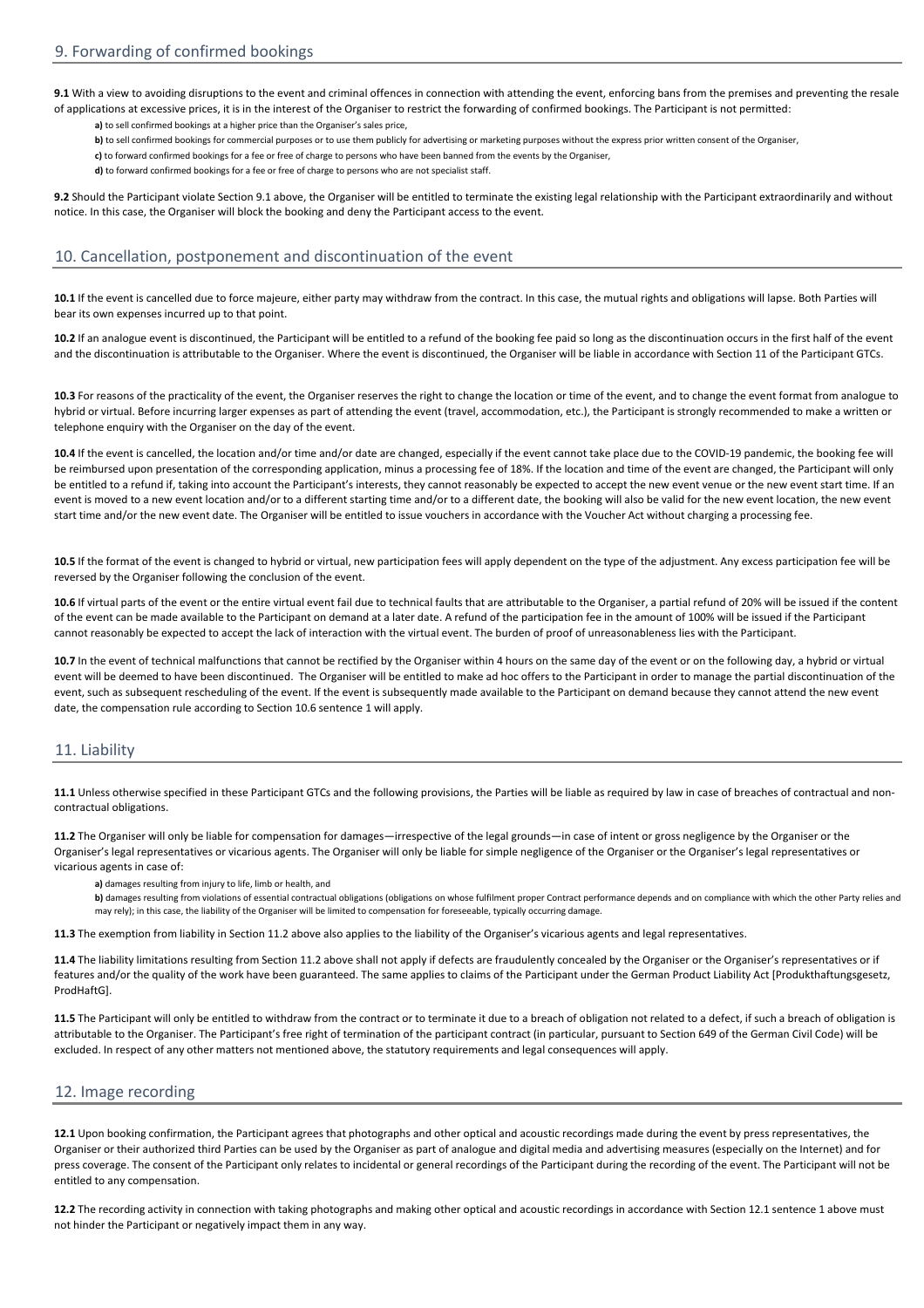## 9. Forwarding of confirmed bookings

**9.1** With a view to avoiding disruptions to the event and criminal offences in connection with attending the event, enforcing bans from the premises and preventing the resale of applications at excessive prices, it is in the interest of the Organiser to restrict the forwarding of confirmed bookings. The Participant is not permitted:

**a)** to sell confirmed bookings at a higher price than the Organiser's sales price,

**b)** to sell confirmed bookings for commercial purposes or to use them publicly for advertising or marketing purposes without the express prior written consent of the Organiser,

**c)** to forward confirmed bookings for a fee or free of charge to persons who have been banned from the events by the Organiser,

**d)** to forward confirmed bookings for a fee or free of charge to persons who are not specialist staff.

**9.2** Should the Participant violate Section 9.1 above, the Organiser will be entitled to terminate the existing legal relationship with the Participant extraordinarily and without notice. In this case, the Organiser will block the booking and deny the Participant access to the event.

## 10. Cancellation, postponement and discontinuation of the event

**10.1** If the event is cancelled due to force majeure, either party may withdraw from the contract. In this case, the mutual rights and obligations will lapse. Both Parties will bear its own expenses incurred up to that point.

**10.2** If an analogue event is discontinued, the Participant will be entitled to a refund of the booking fee paid so long as the discontinuation occurs in the first half of the event and the discontinuation is attributable to the Organiser. Where the event is discontinued, the Organiser will be liable in accordance with Section 11 of the Participant GTCs.

**10.3** For reasons of the practicality of the event, the Organiser reserves the right to change the location or time of the event, and to change the event format from analogue to hybrid or virtual. Before incurring larger expenses as part of attending the event (travel, accommodation, etc.), the Participant is strongly recommended to make a written or telephone enquiry with the Organiser on the day of the event.

**10.4** If the event is cancelled, the location and/or time and/or date are changed, especially if the event cannot take place due to the COVID-19 pandemic, the booking fee will be reimbursed upon presentation of the corresponding application, minus a processing fee of 18%. If the location and time of the event are changed, the Participant will only be entitled to a refund if, taking into account the Participant's interests, they cannot reasonably be expected to accept the new event venue or the new event start time. If an event is moved to a new event location and/or to a different starting time and/or to a different date, the booking will also be valid for the new event location, the new event start time and/or the new event date. The Organiser will be entitled to issue vouchers in accordance with the Voucher Act without charging a processing fee.

**10.5** If the format of the event is changed to hybrid or virtual, new participation fees will apply dependent on the type of the adjustment. Any excess participation fee will be reversed by the Organiser following the conclusion of the event.

**10.6** If virtual parts of the event or the entire virtual event fail due to technical faults that are attributable to the Organiser, a partial refund of 20% will be issued if the content of the event can be made available to the Participant on demand at a later date. A refund of the participation fee in the amount of 100% will be issued if the Participant cannot reasonably be expected to accept the lack of interaction with the virtual event. The burden of proof of unreasonableness lies with the Participant.

**10.7** In the event of technical malfunctions that cannot be rectified by the Organiser within 4 hours on the same day of the event or on the following day, a hybrid or virtual event will be deemed to have been discontinued. The Organiser will be entitled to make ad hoc offers to the Participant in order to manage the partial discontinuation of the event, such as subsequent rescheduling of the event. If the event is subsequently made available to the Participant on demand because they cannot attend the new event date, the compensation rule according to Section 10.6 sentence 1 will apply.

## 11. Liability

**11.1** Unless otherwise specified in these Participant GTCs and the following provisions, the Parties will be liable as required by law in case of breaches of contractual and non-contractual obligations.

**11.2** The Organiser will only be liable for compensation for damages—irrespective of the legal grounds—in case of intent or gross negligence by the Organiser or the Organiser's legal representatives or vicarious agents. The Organiser will only be liable for simple negligence of the Organiser or the Organiser's legal representatives or vicarious agents in case of:

**a)** damages resulting from injury to life, limb or health, and

**b)** damages resulting from violations of essential contractual obligations (obligations on whose fulfilment proper Contract performance depends and on compliance with which the other Party relies and may rely); in this case, the liability of the Organiser will be limited to compensation for foreseeable, typically occurring damage.

**11.3** The exemption from liability in Section 11.2 above also applies to the liability of the Organiser's vicarious agents and legal representatives.

**11.4** The liability limitations resulting from Section 11.2 above shall not apply if defects are fraudulently concealed by the Organiser or the Organiser's representatives or if features and/or the quality of the work have been guaranteed. The same applies to claims of the Participant under the German Product Liability Act [Produkthaftungsgesetz, ProdHaftG].

**11.5** The Participant will only be entitled to withdraw from the contract or to terminate it due to a breach of obligation not related to a defect, if such a breach of obligation is attributable to the Organiser. The Participant's free right of termination of the participant contract (in particular, pursuant to Section 649 of the German Civil Code) will be excluded. In respect of any other matters not mentioned above, the statutory requirements and legal consequences will apply.

## 12. Image recording

**12.1** Upon booking confirmation, the Participant agrees that photographs and other optical and acoustic recordings made during the event by press representatives, the Organiser or their authorized third Parties can be used by the Organiser as part of analogue and digital media and advertising measures (especially on the Internet) and for press coverage. The consent of the Participant only relates to incidental or general recordings of the Participant during the recording of the event. The Participant will not be entitled to any compensation.

**12.2** The recording activity in connection with taking photographs and making other optical and acoustic recordings in accordance with Section 12.1 sentence 1 above must not hinder the Participant or negatively impact them in any way.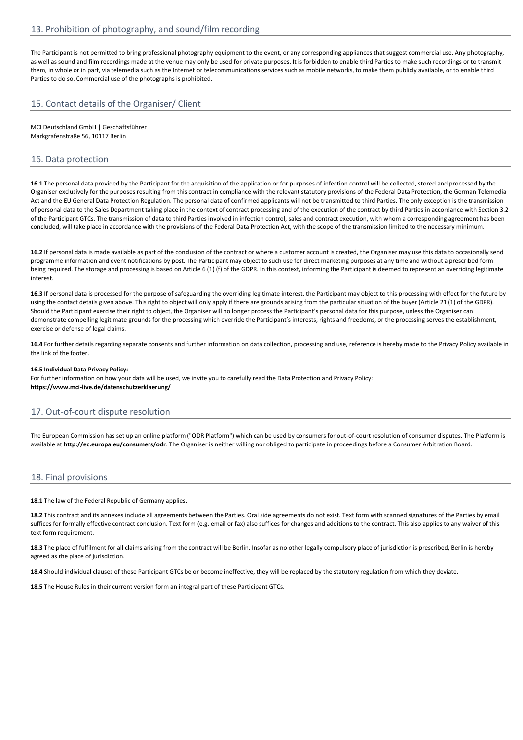## 13. Prohibition of photography, and sound/film recording

The Participant is not permitted to bring professional photography equipment to the event, or any corresponding appliances that suggest commercial use. Any photography, as well as sound and film recordings made at the venue may only be used for private purposes. It is forbidden to enable third Parties to make such recordings or to transmit them, in whole or in part, via telemedia such as the Internet or telecommunications services such as mobile networks, to make them publicly available, or to enable third Parties to do so. Commercial use of the photographs is prohibited.

## 15. Contact details of the Organiser/ Client

MCI Deutschland GmbH | Geschäftsführer
Markgrafenstraße 56, 10117 Berlin

## 16. Data protection

**16.1** The personal data provided by the Participant for the acquisition of the application or for purposes of infection control will be collected, stored and processed by the Organiser exclusively for the purposes resulting from this contract in compliance with the relevant statutory provisions of the Federal Data Protection, the German Telemedia Act and the EU General Data Protection Regulation. The personal data of confirmed applicants will not be transmitted to third Parties. The only exception is the transmission of personal data to the Sales Department taking place in the context of contract processing and of the execution of the contract by third Parties in accordance with Section 3.2 of the Participant GTCs. The transmission of data to third Parties involved in infection control, sales and contract execution, with whom a corresponding agreement has been concluded, will take place in accordance with the provisions of the Federal Data Protection Act, with the scope of the transmission limited to the necessary minimum.

**16.2** If personal data is made available as part of the conclusion of the contract or where a customer account is created, the Organiser may use this data to occasionally send programme information and event notifications by post. The Participant may object to such use for direct marketing purposes at any time and without a prescribed form being required. The storage and processing is based on Article 6 (1) (f) of the GDPR. In this context, informing the Participant is deemed to represent an overriding legitimate interest.

**16.3** If personal data is processed for the purpose of safeguarding the overriding legitimate interest, the Participant may object to this processing with effect for the future by using the contact details given above. This right to object will only apply if there are grounds arising from the particular situation of the buyer (Article 21 (1) of the GDPR). Should the Participant exercise their right to object, the Organiser will no longer process the Participant's personal data for this purpose, unless the Organiser can demonstrate compelling legitimate grounds for the processing which override the Participant's interests, rights and freedoms, or the processing serves the establishment, exercise or defense of legal claims.

**16.4** For further details regarding separate consents and further information on data collection, processing and use, reference is hereby made to the Privacy Policy available in the link of the footer.

**16.5 Individual Data Privacy Policy:**
For further information on how your data will be used, we invite you to carefully read the Data Protection and Privacy Policy:
**https://www.mci-live.de/datenschutzerklaerung/**

## 17. Out-of-court dispute resolution

The European Commission has set up an online platform ("ODR Platform") which can be used by consumers for out-of-court resolution of consumer disputes. The Platform is available at **http://ec.europa.eu/consumers/odr**. The Organiser is neither willing nor obliged to participate in proceedings before a Consumer Arbitration Board.

## 18. Final provisions

**18.1** The law of the Federal Republic of Germany applies.

**18.2** This contract and its annexes include all agreements between the Parties. Oral side agreements do not exist. Text form with scanned signatures of the Parties by email suffices for formally effective contract conclusion. Text form (e.g. email or fax) also suffices for changes and additions to the contract. This also applies to any waiver of this text form requirement.

**18.3** The place of fulfilment for all claims arising from the contract will be Berlin. Insofar as no other legally compulsory place of jurisdiction is prescribed, Berlin is hereby agreed as the place of jurisdiction.

**18.4** Should individual clauses of these Participant GTCs be or become ineffective, they will be replaced by the statutory regulation from which they deviate.

**18.5** The House Rules in their current version form an integral part of these Participant GTCs.